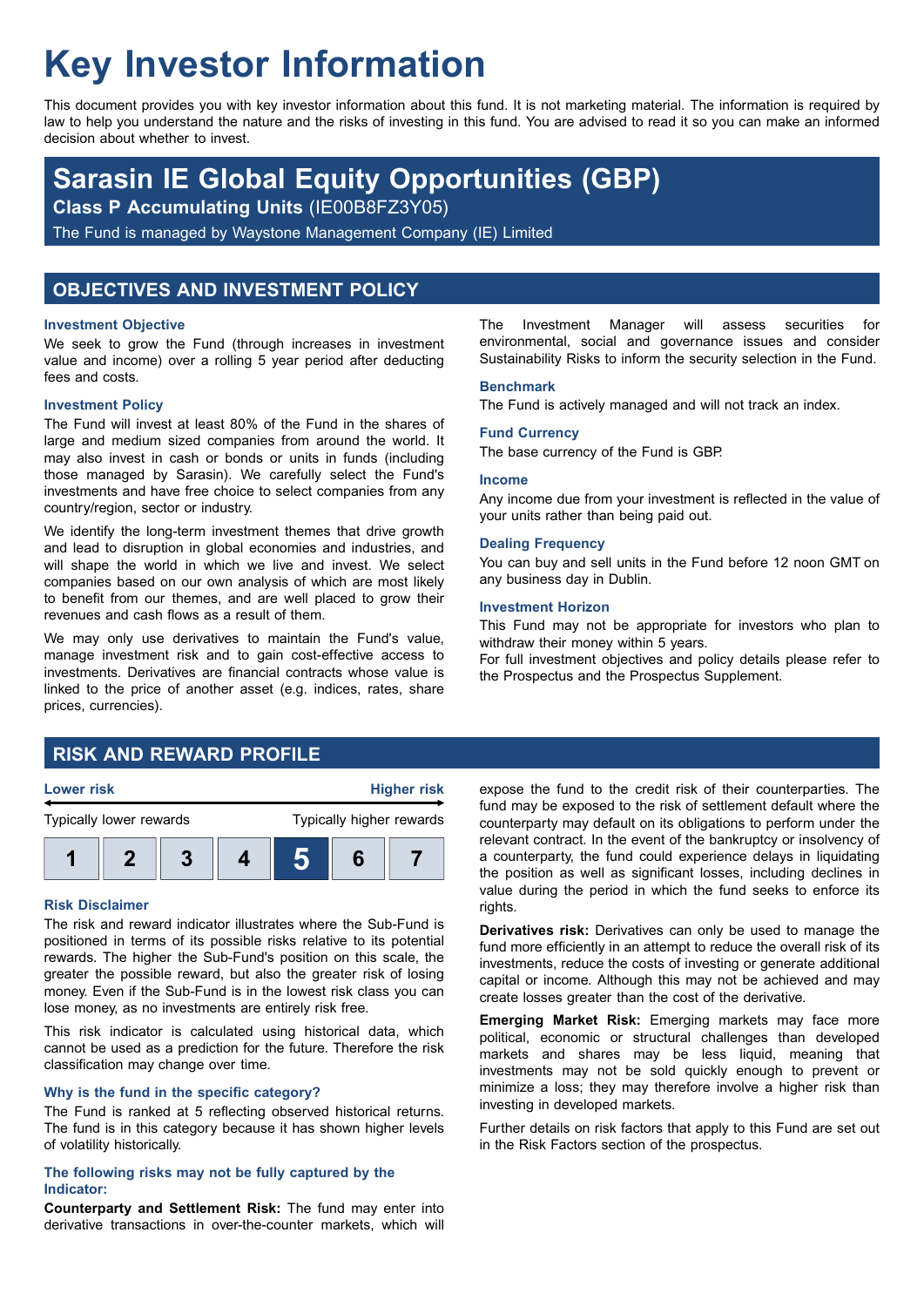# Key Investor Information

This document provides you with key investor information about this fund. It is not marketing material. The information is required by law to help you understand the nature and the risks of investing in this fund. You are advised to read it so you can make an informed decision about whether to invest.

## Sarasin IE Global Equity Opportunities (GBP)

**Class P Accumulating Units** (IE00B8FZ3Y05)

The Fund is managed by Waystone Management Company (IE) Limited

## OBJECTIVES AND INVESTMENT POLICY

### Investment Objective

We seek to grow the Fund (through increases in investment value and income) over a rolling 5 year period after deducting fees and costs.

### Investment Policy

The Fund will invest at least 80% of the Fund in the shares of large and medium sized companies from around the world. It may also invest in cash or bonds or units in funds (including those managed by Sarasin). We carefully select the Fund's investments and have free choice to select companies from any country/region, sector or industry.

We identify the long-term investment themes that drive growth and lead to disruption in global economies and industries, and will shape the world in which we live and invest. We select companies based on our own analysis of which are most likely to benefit from our themes, and are well placed to grow their revenues and cash flows as a result of them.

We may only use derivatives to maintain the Fund's value, manage investment risk and to gain cost-effective access to investments. Derivatives are financial contracts whose value is linked to the price of another asset (e.g. indices, rates, share prices, currencies).

The Investment Manager will assess securities for environmental, social and governance issues and consider Sustainability Risks to inform the security selection in the Fund.

### Benchmark

The Fund is actively managed and will not track an index.

### Fund Currency

The base currency of the Fund is GBP.

### Income

Any income due from your investment is reflected in the value of your units rather than being paid out.

### Dealing Frequency

You can buy and sell units in the Fund before 12 noon GMT on any business day in Dublin.

### Investment Horizon

This Fund may not be appropriate for investors who plan to withdraw their money within 5 years.

For full investment objectives and policy details please refer to the Prospectus and the Prospectus Supplement.

## RISK AND REWARD PROFILE

| Lower risk | | | | | | Higher risk |
|---|---|---|---|---|---|---|
| Typically lower rewards | | | | | | Typically higher rewards |
| 1 | 2 | 3 | 4 | **5** | 6 | 7 |

### Risk Disclaimer

The risk and reward indicator illustrates where the Sub-Fund is positioned in terms of its possible risks relative to its potential rewards. The higher the Sub-Fund's position on this scale, the greater the possible reward, but also the greater risk of losing money. Even if the Sub-Fund is in the lowest risk class you can lose money, as no investments are entirely risk free.

This risk indicator is calculated using historical data, which cannot be used as a prediction for the future. Therefore the risk classification may change over time.

### Why is the fund in the specific category?

The Fund is ranked at 5 reflecting observed historical returns. The fund is in this category because it has shown higher levels of volatility historically.

### The following risks may not be fully captured by the Indicator:

**Counterparty and Settlement Risk:** The fund may enter into derivative transactions in over-the-counter markets, which will expose the fund to the credit risk of their counterparties. The fund may be exposed to the risk of settlement default where the counterparty may default on its obligations to perform under the relevant contract. In the event of the bankruptcy or insolvency of a counterparty, the fund could experience delays in liquidating the position as well as significant losses, including declines in value during the period in which the fund seeks to enforce its rights.

**Derivatives risk:** Derivatives can only be used to manage the fund more efficiently in an attempt to reduce the overall risk of its investments, reduce the costs of investing or generate additional capital or income. Although this may not be achieved and may create losses greater than the cost of the derivative.

**Emerging Market Risk:** Emerging markets may face more political, economic or structural challenges than developed markets and shares may be less liquid, meaning that investments may not be sold quickly enough to prevent or minimize a loss; they may therefore involve a higher risk than investing in developed markets.

Further details on risk factors that apply to this Fund are set out in the Risk Factors section of the prospectus.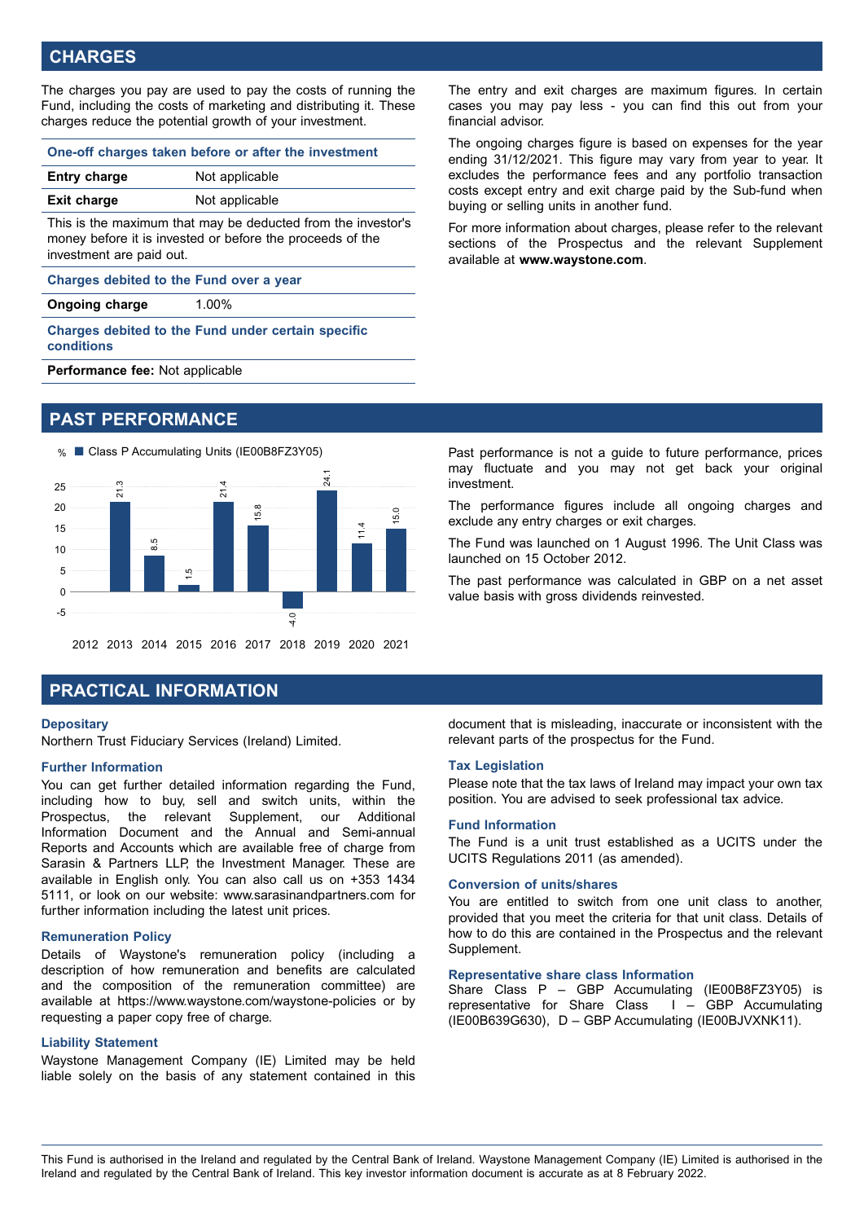## CHARGES

The charges you pay are used to pay the costs of running the Fund, including the costs of marketing and distributing it. These charges reduce the potential growth of your investment.

| One-off charges taken before or after the investment | |
|---|---|
| **Entry charge** | Not applicable |
| **Exit charge** | Not applicable |
| This is the maximum that may be deducted from the investor's money before it is invested or before the proceeds of the investment are paid out. | |
| **Charges debited to the Fund over a year** | |
| **Ongoing charge** | 1.00% |
| **Charges debited to the Fund under certain specific conditions** | |
| **Performance fee:** Not applicable | |

The entry and exit charges are maximum figures. In certain cases you may pay less - you can find this out from your financial advisor.

The ongoing charges figure is based on expenses for the year ending 31/12/2021. This figure may vary from year to year. It excludes the performance fees and any portfolio transaction costs except entry and exit charge paid by the Sub-fund when buying or selling units in another fund.

For more information about charges, please refer to the relevant sections of the Prospectus and the relevant Supplement available at **www.waystone.com**.

## PAST PERFORMANCE

% Class P Accumulating Units (IE00B8FZ3Y05)

25
20
15
10
5
0
-5

21.3
8.5
1.5
21.4
15.8
-4.0
24.1
11.4
15.0

2012 2013 2014 2015 2016 2017 2018 2019 2020 2021

Past performance is not a guide to future performance, prices may fluctuate and you may not get back your original investment.

The performance figures include all ongoing charges and exclude any entry charges or exit charges.

The Fund was launched on 1 August 1996. The Unit Class was launched on 15 October 2012.

The past performance was calculated in GBP on a net asset value basis with gross dividends reinvested.

## PRACTICAL INFORMATION

### Depositary

Northern Trust Fiduciary Services (Ireland) Limited.

### Further Information

You can get further detailed information regarding the Fund, including how to buy, sell and switch units, within the Prospectus, the relevant Supplement, our Additional Information Document and the Annual and Semi-annual Reports and Accounts which are available free of charge from Sarasin & Partners LLP, the Investment Manager. These are available in English only. You can also call us on +353 1434 5111, or look on our website: www.sarasinandpartners.com for further information including the latest unit prices.

### Remuneration Policy

Details of Waystone's remuneration policy (including a description of how remuneration and benefits are calculated and the composition of the remuneration committee) are available at https://www.waystone.com/waystone-policies or by requesting a paper copy free of charge.

### Liability Statement

Waystone Management Company (IE) Limited may be held liable solely on the basis of any statement contained in this document that is misleading, inaccurate or inconsistent with the relevant parts of the prospectus for the Fund.

### Tax Legislation

Please note that the tax laws of Ireland may impact your own tax position. You are advised to seek professional tax advice.

### Fund Information

The Fund is a unit trust established as a UCITS under the UCITS Regulations 2011 (as amended).

### Conversion of units/shares

You are entitled to switch from one unit class to another, provided that you meet the criteria for that unit class. Details of how to do this are contained in the Prospectus and the relevant Supplement.

### Representative share class Information

Share Class P – GBP Accumulating (IE00B8FZ3Y05) is representative for Share Class I – GBP Accumulating (IE00B639G630), D – GBP Accumulating (IE00BJVXNK11).

This Fund is authorised in the Ireland and regulated by the Central Bank of Ireland. Waystone Management Company (IE) Limited is authorised in the Ireland and regulated by the Central Bank of Ireland. This key investor information document is accurate as at 8 February 2022.